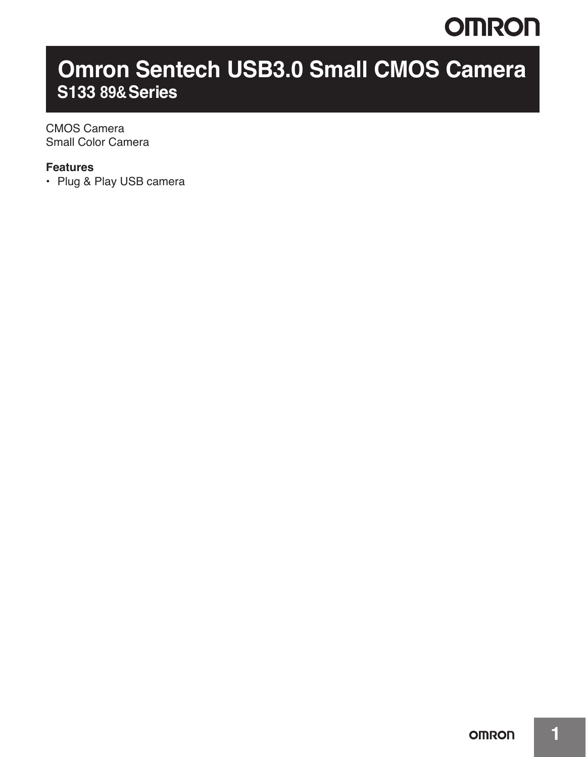# Omron Sentech USB3.0 Small CMOS Camera

## S133 89& Series

CMOS Camera
Small Color Camera

**Features**

- Plug & Play USB camera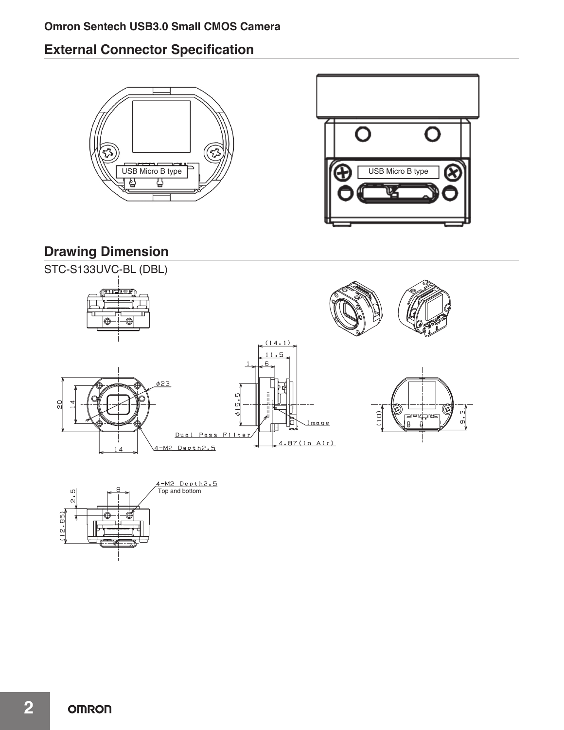## External Connector Specification

USB Micro B type

USB Micro B type

## Drawing Dimension

STC-S133UVC-BL (DBL)

(14.1)

11.5

1

6

φ23

20

14

φ15.5

Image

(10)

9.3

Dual Pass Filter

4.87(In Air)

14

4-M2 Depth2.5

4-M2 Depth2.5
Top and bottom

8

2.5

(12.85)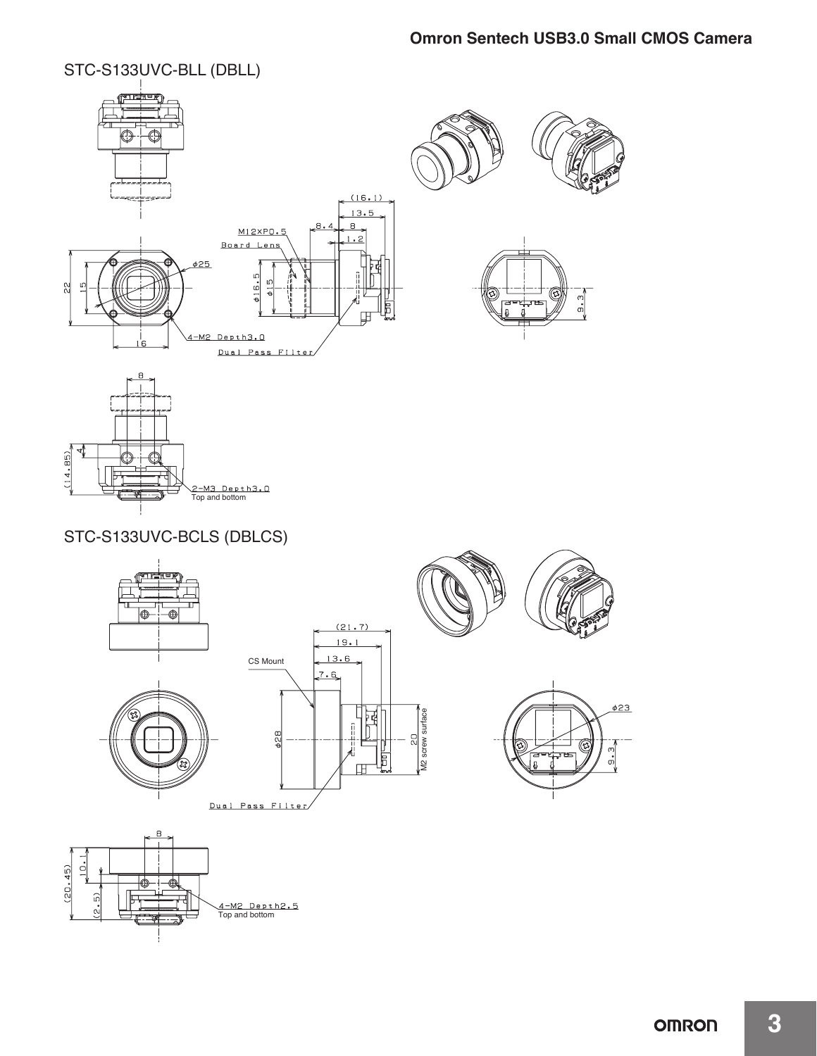## STC-S133UVC-BLL (DBLL)

(16.1)

13.5

8.4

8

1.2

M12×P0.5

Board Lens

φ25

22

15

φ16.5

φ15

16

4-M2 Depth3.0

Dual Pass Filter

9.3

8

4

(14.85)

2-M3 Depth3.0
Top and bottom

## STC-S133UVC-BCLS (DBLCS)

(21.7)

19.1

13.6

7.6

CS Mount

φ28

20
M2 screw surface

φ23

9.3

Dual Pass Filter

8

10.1

(20.45)

(2.5)

4-M2 Depth2.5
Top and bottom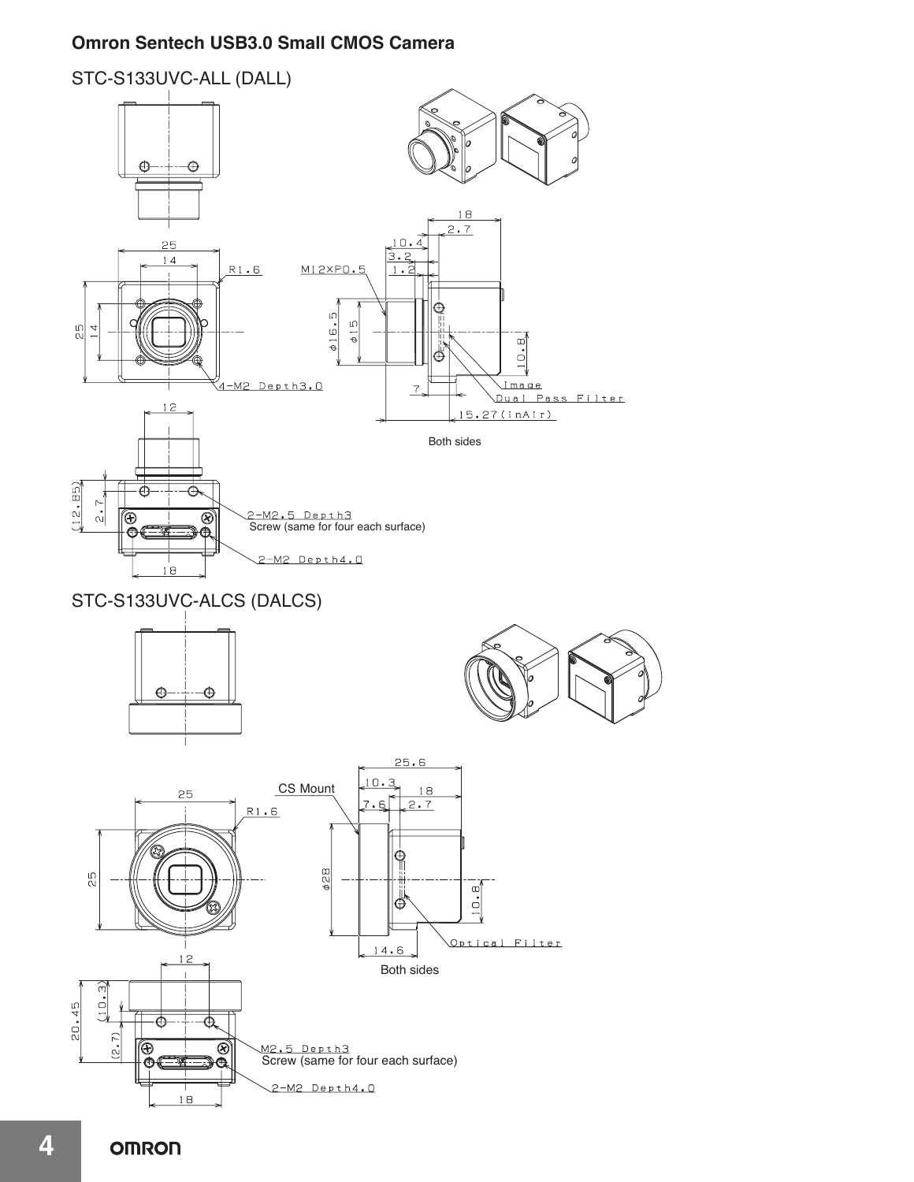## Omron Sentech USB3.0 Small CMOS Camera

### STC-S133UVC-ALL (DALL)

25
14
R1.6
M12XP0.5
25
14
4-M2 Depth3.0
18
2.7
10.4
3.2
1.2
φ16.5
φ15
10.8
7
Image
Dual Pass Filter
15.27(inAir)

Both sides

12
(12.85)
2.7
2-M2.5 Depth3
Screw (same for four each surface)
2-M2 Depth4.0
18

### STC-S133UVC-ALCS (DALCS)

25
R1.6
25
CS Mount
25.6
10.3
18
7.6
2.7
φ28
10.8
Optical Filter
14.6

Both sides

12
20.45
(10.3)
(2.7)
M2.5 Depth3
Screw (same for four each surface)
2-M2 Depth4.0
18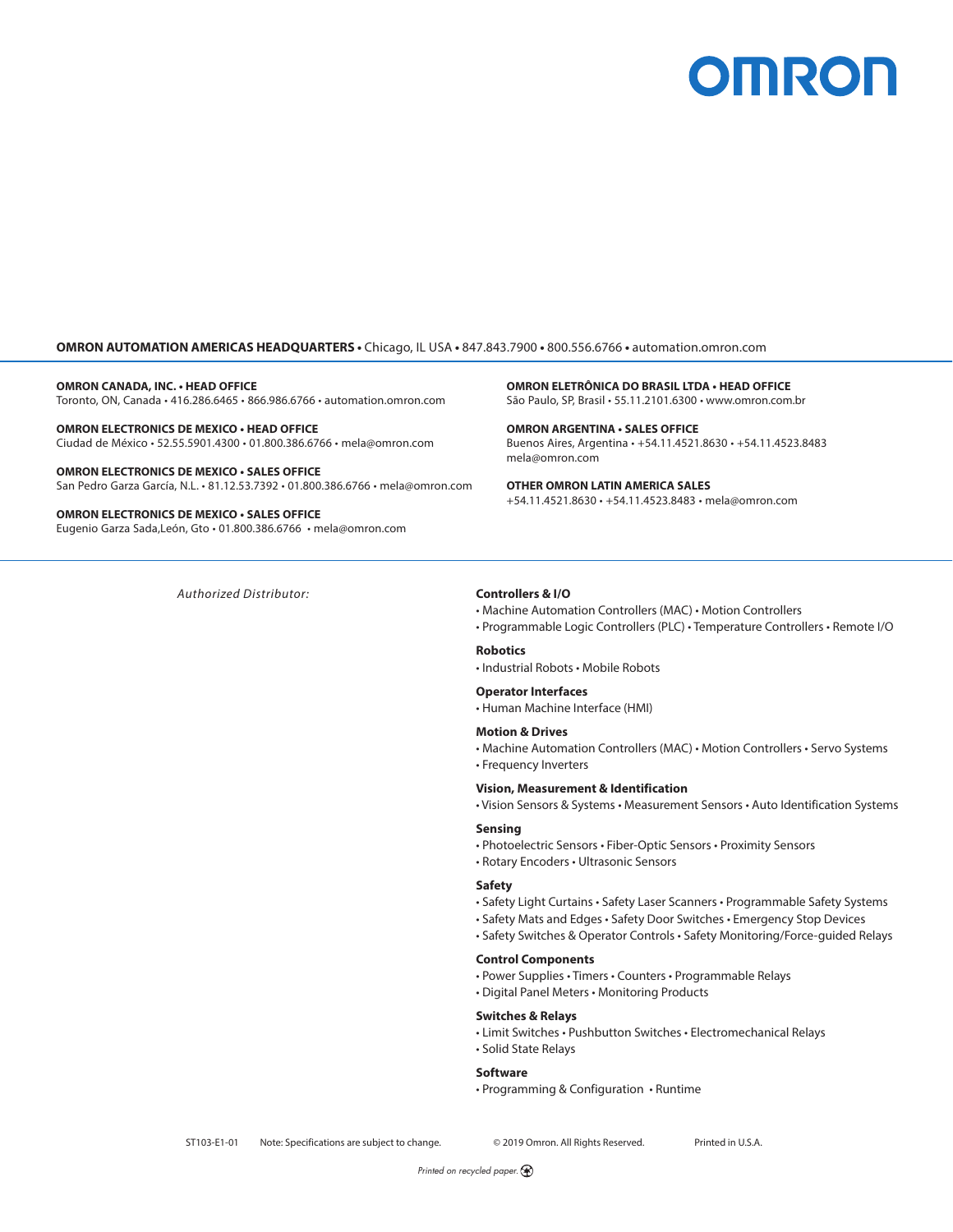**OMRON AUTOMATION AMERICAS HEADQUARTERS •** Chicago, IL USA • 847.843.7900 • 800.556.6766 • automation.omron.com

**OMRON CANADA, INC. • HEAD OFFICE**
Toronto, ON, Canada • 416.286.6465 • 866.986.6766 • automation.omron.com

**OMRON ELECTRONICS DE MEXICO • HEAD OFFICE**
Ciudad de México • 52.55.5901.4300 • 01.800.386.6766 • mela@omron.com

**OMRON ELECTRONICS DE MEXICO • SALES OFFICE**
San Pedro Garza García, N.L. • 81.12.53.7392 • 01.800.386.6766 • mela@omron.com

**OMRON ELECTRONICS DE MEXICO • SALES OFFICE**
Eugenio Garza Sada,León, Gto • 01.800.386.6766 • mela@omron.com

**OMRON ELETRÔNICA DO BRASIL LTDA • HEAD OFFICE**
São Paulo, SP, Brasil • 55.11.2101.6300 • www.omron.com.br

**OMRON ARGENTINA • SALES OFFICE**
Buenos Aires, Argentina • +54.11.4521.8630 • +54.11.4523.8483
mela@omron.com

**OTHER OMRON LATIN AMERICA SALES**
+54.11.4521.8630 • +54.11.4523.8483 • mela@omron.com

*Authorized Distributor:*

**Controllers & I/O**
• Machine Automation Controllers (MAC) • Motion Controllers
• Programmable Logic Controllers (PLC) • Temperature Controllers • Remote I/O

**Robotics**
• Industrial Robots • Mobile Robots

**Operator Interfaces**
• Human Machine Interface (HMI)

**Motion & Drives**
• Machine Automation Controllers (MAC) • Motion Controllers • Servo Systems
• Frequency Inverters

**Vision, Measurement & Identification**
• Vision Sensors & Systems • Measurement Sensors • Auto Identification Systems

**Sensing**
• Photoelectric Sensors • Fiber-Optic Sensors • Proximity Sensors
• Rotary Encoders • Ultrasonic Sensors

**Safety**
• Safety Light Curtains • Safety Laser Scanners • Programmable Safety Systems
• Safety Mats and Edges • Safety Door Switches • Emergency Stop Devices
• Safety Switches & Operator Controls • Safety Monitoring/Force-guided Relays

**Control Components**
• Power Supplies • Timers • Counters • Programmable Relays
• Digital Panel Meters • Monitoring Products

**Switches & Relays**
• Limit Switches • Pushbutton Switches • Electromechanical Relays
• Solid State Relays

**Software**
• Programming & Configuration • Runtime

ST103-E1-01 Note: Specifications are subject to change. © 2019 Omron. All Rights Reserved. Printed in U.S.A.

*Printed on recycled paper.*